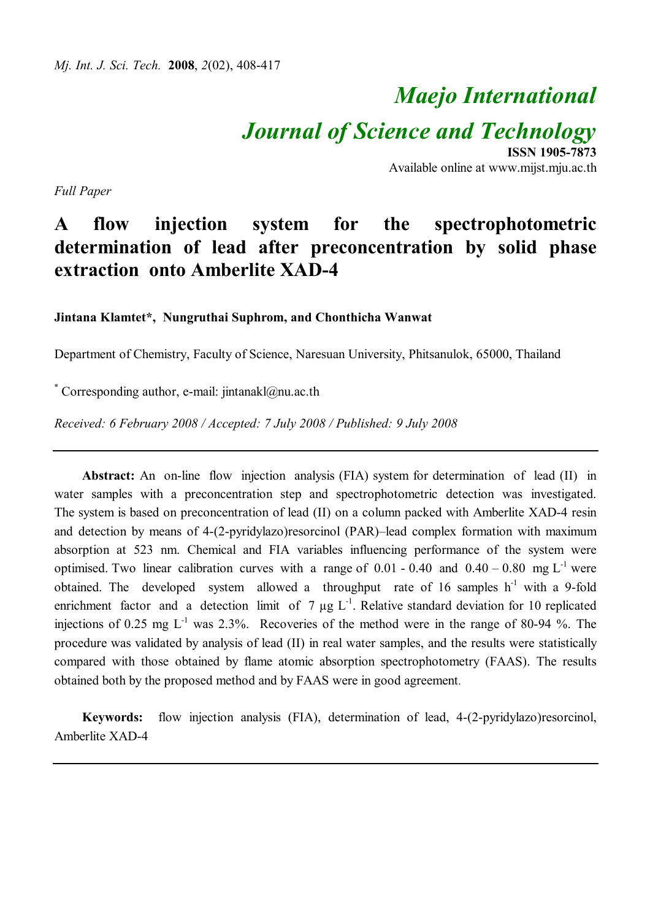*Full Paper*

# A flow injection system for the spectrophotometric determination of lead after preconcentration by solid phase extraction onto Amberlite XAD-4

**Jintana Klamtet\*, Nungruthai Suphrom, and Chonthicha Wanwat**

Department of Chemistry, Faculty of Science, Naresuan University, Phitsanulok, 65000, Thailand

\* Corresponding author, e-mail: jintanakl@nu.ac.th

*Received: 6 February 2008 / Accepted: 7 July 2008 / Published: 9 July 2008*

---

**Abstract:** An on-line flow injection analysis (FIA) system for determination of lead (II) in water samples with a preconcentration step and spectrophotometric detection was investigated. The system is based on preconcentration of lead (II) on a column packed with Amberlite XAD-4 resin and detection by means of 4-(2-pyridylazo)resorcinol (PAR)–lead complex formation with maximum absorption at 523 nm. Chemical and FIA variables influencing performance of the system were optimised. Two linear calibration curves with a range of 0.01 - 0.40 and 0.40 – 0.80 mg $L^{-1}$ were obtained. The developed system allowed a throughput rate of 16 samples $h^{-1}$ with a 9-fold enrichment factor and a detection limit of 7 µg $L^{-1}$. Relative standard deviation for 10 replicated injections of 0.25 mg $L^{-1}$ was 2.3%. Recoveries of the method were in the range of 80-94 %. The procedure was validated by analysis of lead (II) in real water samples, and the results were statistically compared with those obtained by flame atomic absorption spectrophotometry (FAAS). The results obtained both by the proposed method and by FAAS were in good agreement.

**Keywords:** flow injection analysis (FIA), determination of lead, 4-(2-pyridylazo)resorcinol, Amberlite XAD-4

---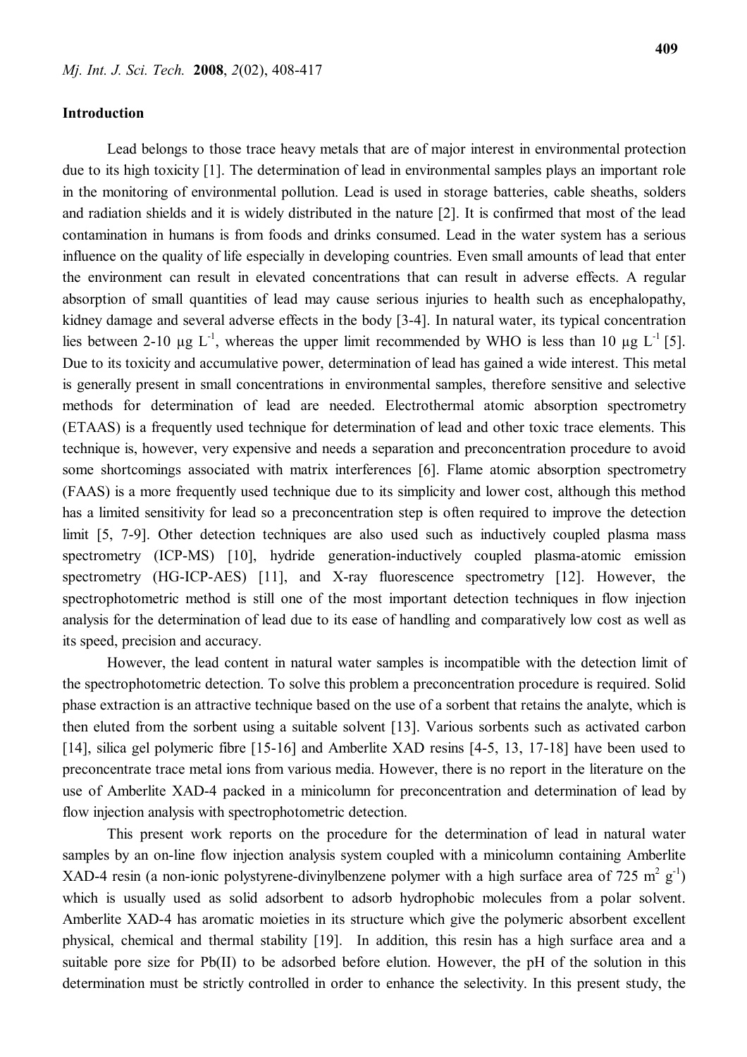## Introduction

Lead belongs to those trace heavy metals that are of major interest in environmental protection due to its high toxicity [1]. The determination of lead in environmental samples plays an important role in the monitoring of environmental pollution. Lead is used in storage batteries, cable sheaths, solders and radiation shields and it is widely distributed in the nature [2]. It is confirmed that most of the lead contamination in humans is from foods and drinks consumed. Lead in the water system has a serious influence on the quality of life especially in developing countries. Even small amounts of lead that enter the environment can result in elevated concentrations that can result in adverse effects. A regular absorption of small quantities of lead may cause serious injuries to health such as encephalopathy, kidney damage and several adverse effects in the body [3-4]. In natural water, its typical concentration lies between 2-10 μg $L^{-1}$, whereas the upper limit recommended by WHO is less than 10 μg $L^{-1}$ [5]. Due to its toxicity and accumulative power, determination of lead has gained a wide interest. This metal is generally present in small concentrations in environmental samples, therefore sensitive and selective methods for determination of lead are needed. Electrothermal atomic absorption spectrometry (ETAAS) is a frequently used technique for determination of lead and other toxic trace elements. This technique is, however, very expensive and needs a separation and preconcentration procedure to avoid some shortcomings associated with matrix interferences [6]. Flame atomic absorption spectrometry (FAAS) is a more frequently used technique due to its simplicity and lower cost, although this method has a limited sensitivity for lead so a preconcentration step is often required to improve the detection limit [5, 7-9]. Other detection techniques are also used such as inductively coupled plasma mass spectrometry (ICP-MS) [10], hydride generation-inductively coupled plasma-atomic emission spectrometry (HG-ICP-AES) [11], and X-ray fluorescence spectrometry [12]. However, the spectrophotometric method is still one of the most important detection techniques in flow injection analysis for the determination of lead due to its ease of handling and comparatively low cost as well as its speed, precision and accuracy.

However, the lead content in natural water samples is incompatible with the detection limit of the spectrophotometric detection. To solve this problem a preconcentration procedure is required. Solid phase extraction is an attractive technique based on the use of a sorbent that retains the analyte, which is then eluted from the sorbent using a suitable solvent [13]. Various sorbents such as activated carbon [14], silica gel polymeric fibre [15-16] and Amberlite XAD resins [4-5, 13, 17-18] have been used to preconcentrate trace metal ions from various media. However, there is no report in the literature on the use of Amberlite XAD-4 packed in a minicolumn for preconcentration and determination of lead by flow injection analysis with spectrophotometric detection.

This present work reports on the procedure for the determination of lead in natural water samples by an on-line flow injection analysis system coupled with a minicolumn containing Amberlite XAD-4 resin (a non-ionic polystyrene-divinylbenzene polymer with a high surface area of 725 $m^2$ $g^{-1}$) which is usually used as solid adsorbent to adsorb hydrophobic molecules from a polar solvent. Amberlite XAD-4 has aromatic moieties in its structure which give the polymeric absorbent excellent physical, chemical and thermal stability [19]. In addition, this resin has a high surface area and a suitable pore size for Pb(II) to be adsorbed before elution. However, the pH of the solution in this determination must be strictly controlled in order to enhance the selectivity. In this present study, the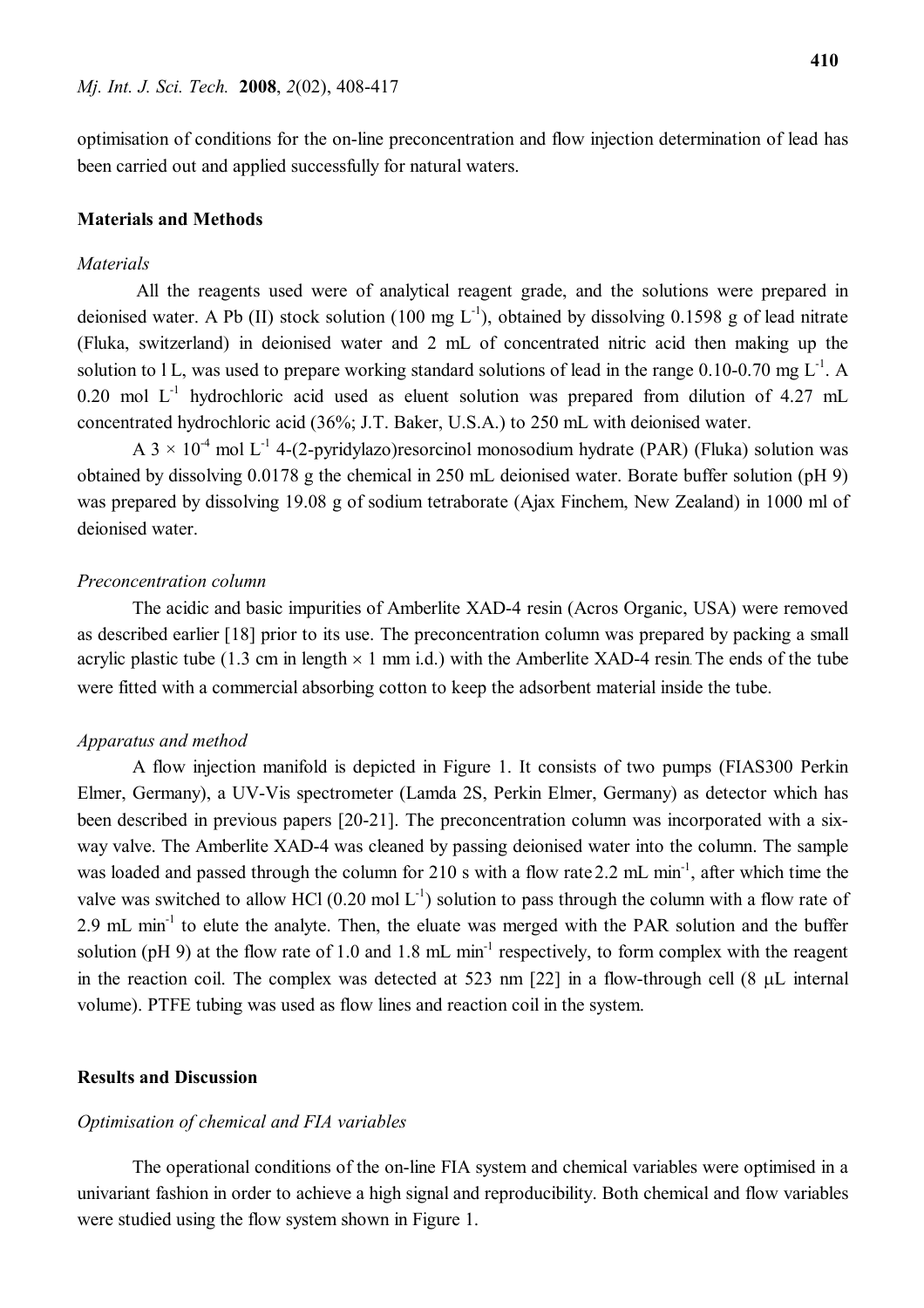optimisation of conditions for the on-line preconcentration and flow injection determination of lead has been carried out and applied successfully for natural waters.

## Materials and Methods

### *Materials*

All the reagents used were of analytical reagent grade, and the solutions were prepared in deionised water. A Pb (II) stock solution (100 mg $L^{-1}$), obtained by dissolving 0.1598 g of lead nitrate (Fluka, switzerland) in deionised water and 2 mL of concentrated nitric acid then making up the solution to 1 L, was used to prepare working standard solutions of lead in the range 0.10-0.70 mg $L^{-1}$. A 0.20 mol $L^{-1}$ hydrochloric acid used as eluent solution was prepared from dilution of 4.27 mL concentrated hydrochloric acid (36%; J.T. Baker, U.S.A.) to 250 mL with deionised water.

A $3 \times 10^{-4}$ mol $L^{-1}$ 4-(2-pyridylazo)resorcinol monosodium hydrate (PAR) (Fluka) solution was obtained by dissolving 0.0178 g the chemical in 250 mL deionised water. Borate buffer solution (pH 9) was prepared by dissolving 19.08 g of sodium tetraborate (Ajax Finchem, New Zealand) in 1000 ml of deionised water.

### *Preconcentration column*

The acidic and basic impurities of Amberlite XAD-4 resin (Acros Organic, USA) were removed as described earlier [18] prior to its use. The preconcentration column was prepared by packing a small acrylic plastic tube (1.3 cm in length × 1 mm i.d.) with the Amberlite XAD-4 resin. The ends of the tube were fitted with a commercial absorbing cotton to keep the adsorbent material inside the tube.

### *Apparatus and method*

A flow injection manifold is depicted in Figure 1. It consists of two pumps (FIAS300 Perkin Elmer, Germany), a UV-Vis spectrometer (Lamda 2S, Perkin Elmer, Germany) as detector which has been described in previous papers [20-21]. The preconcentration column was incorporated with a six-way valve. The Amberlite XAD-4 was cleaned by passing deionised water into the column. The sample was loaded and passed through the column for 210 s with a flow rate 2.2 mL $min^{-1}$, after which time the valve was switched to allow HCl (0.20 mol $L^{-1}$) solution to pass through the column with a flow rate of 2.9 mL $min^{-1}$ to elute the analyte. Then, the eluate was merged with the PAR solution and the buffer solution (pH 9) at the flow rate of 1.0 and 1.8 mL $min^{-1}$ respectively, to form complex with the reagent in the reaction coil. The complex was detected at 523 nm [22] in a flow-through cell (8 μL internal volume). PTFE tubing was used as flow lines and reaction coil in the system.

## Results and Discussion

### *Optimisation of chemical and FIA variables*

The operational conditions of the on-line FIA system and chemical variables were optimised in a univariant fashion in order to achieve a high signal and reproducibility. Both chemical and flow variables were studied using the flow system shown in Figure 1.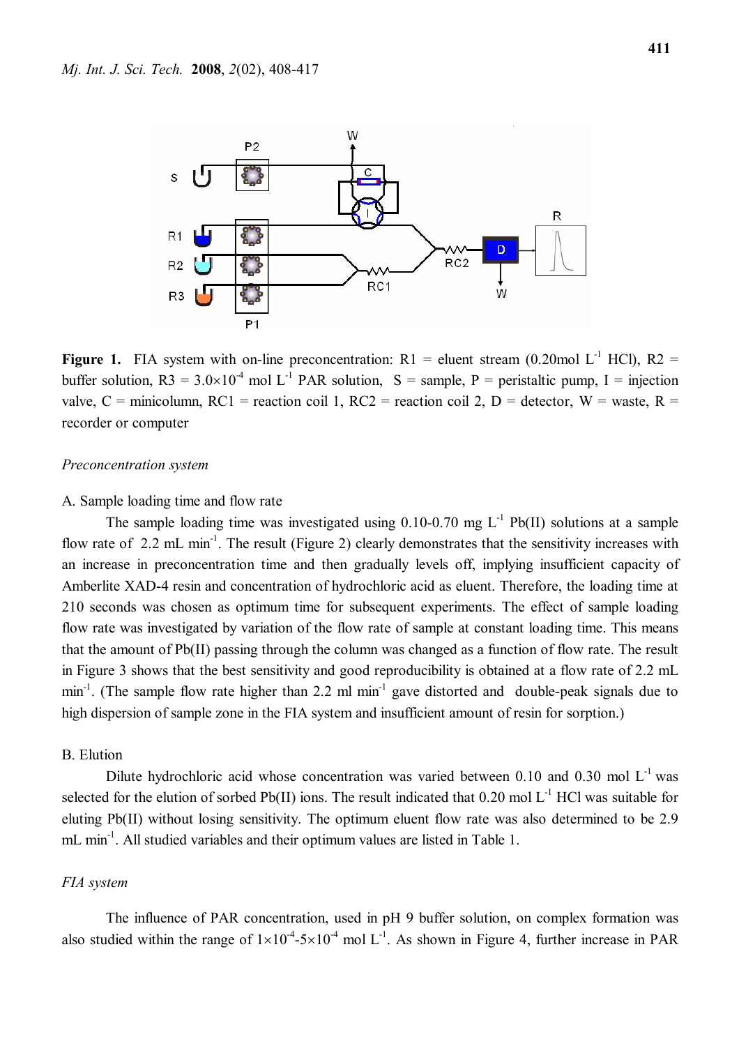S
P2
W
C
I
R
R1
R2
R3
P1
RC1
RC2
D
W

**Figure 1.** FIA system with on-line preconcentration: R1 = eluent stream (0.20mol $L^{-1}$ HCl), R2 = buffer solution, R3 = $3.0\times10^{-4}$ mol $L^{-1}$ PAR solution, S = sample, P = peristaltic pump, I = injection valve, C = minicolumn, RC1 = reaction coil 1, RC2 = reaction coil 2, D = detector, W = waste, R = recorder or computer

*Preconcentration system*

A. Sample loading time and flow rate

The sample loading time was investigated using 0.10-0.70 mg $L^{-1}$ Pb(II) solutions at a sample flow rate of 2.2 mL $min^{-1}$. The result (Figure 2) clearly demonstrates that the sensitivity increases with an increase in preconcentration time and then gradually levels off, implying insufficient capacity of Amberlite XAD-4 resin and concentration of hydrochloric acid as eluent. Therefore, the loading time at 210 seconds was chosen as optimum time for subsequent experiments. The effect of sample loading flow rate was investigated by variation of the flow rate of sample at constant loading time. This means that the amount of Pb(II) passing through the column was changed as a function of flow rate. The result in Figure 3 shows that the best sensitivity and good reproducibility is obtained at a flow rate of 2.2 mL $min^{-1}$. (The sample flow rate higher than 2.2 ml $min^{-1}$ gave distorted and double-peak signals due to high dispersion of sample zone in the FIA system and insufficient amount of resin for sorption.)

B. Elution

Dilute hydrochloric acid whose concentration was varied between 0.10 and 0.30 mol $L^{-1}$ was selected for the elution of sorbed Pb(II) ions. The result indicated that 0.20 mol $L^{-1}$ HCl was suitable for eluting Pb(II) without losing sensitivity. The optimum eluent flow rate was also determined to be 2.9 mL $min^{-1}$. All studied variables and their optimum values are listed in Table 1.

*FIA system*

The influence of PAR concentration, used in pH 9 buffer solution, on complex formation was also studied within the range of $1\times10^{-4}$-$5\times10^{-4}$ mol $L^{-1}$. As shown in Figure 4, further increase in PAR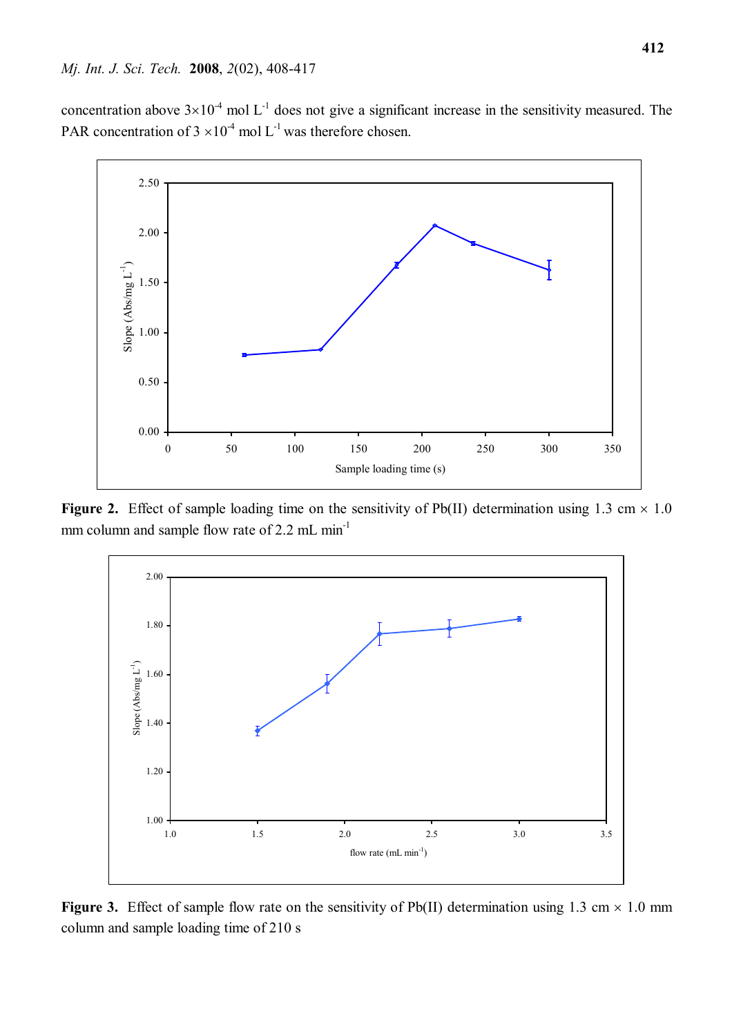concentration above $3\times10^{-4}$ mol $L^{-1}$ does not give a significant increase in the sensitivity measured. The PAR concentration of $3\times10^{-4}$ mol $L^{-1}$ was therefore chosen.

2.50
2.00
1.50
1.00
0.50
0.00
Slope (Abs/mg $L^{-1}$)
0
50
100
150
200
250
300
350
Sample loading time (s)

**Figure 2.** Effect of sample loading time on the sensitivity of Pb(II) determination using 1.3 cm × 1.0 mm column and sample flow rate of 2.2 mL $min^{-1}$

2.00
1.80
1.60
1.40
1.20
1.00
Slope (Abs/mg $L^{-1}$)
1.0
1.5
2.0
2.5
3.0
3.5
flow rate (mL $min^{-1}$)

**Figure 3.** Effect of sample flow rate on the sensitivity of Pb(II) determination using 1.3 cm × 1.0 mm column and sample loading time of 210 s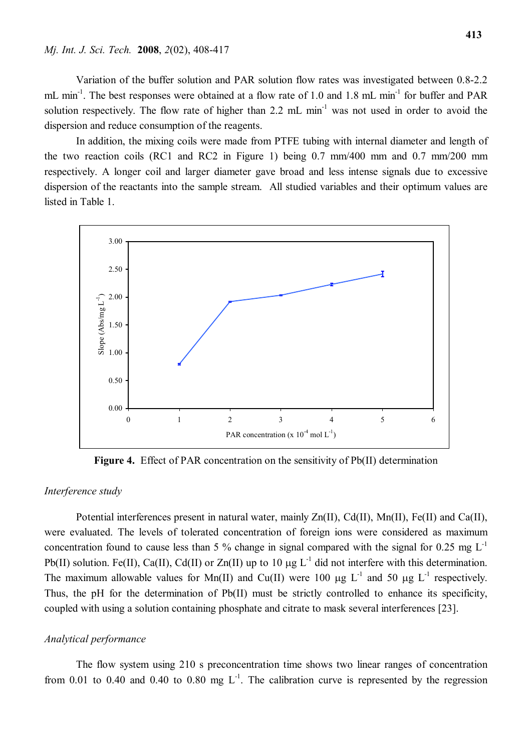Variation of the buffer solution and PAR solution flow rates was investigated between 0.8-2.2 mL min$^{-1}$. The best responses were obtained at a flow rate of 1.0 and 1.8 mL min$^{-1}$ for buffer and PAR solution respectively. The flow rate of higher than 2.2 mL min$^{-1}$ was not used in order to avoid the dispersion and reduce consumption of the reagents.

In addition, the mixing coils were made from PTFE tubing with internal diameter and length of the two reaction coils (RC1 and RC2 in Figure 1) being 0.7 mm/400 mm and 0.7 mm/200 mm respectively. A longer coil and larger diameter gave broad and less intense signals due to excessive dispersion of the reactants into the sample stream. All studied variables and their optimum values are listed in Table 1.

3.00
2.50
2.00
1.50
1.00
0.50
0.00
Slope (Abs/mg L$^{-1}$)
0 1 2 3 4 5 6
PAR concentration (x $10^{-4}$ mol L$^{-1}$)

**Figure 4.** Effect of PAR concentration on the sensitivity of Pb(II) determination

*Interference study*

Potential interferences present in natural water, mainly Zn(II), Cd(II), Mn(II), Fe(II) and Ca(II), were evaluated. The levels of tolerated concentration of foreign ions were considered as maximum concentration found to cause less than 5 % change in signal compared with the signal for 0.25 mg L$^{-1}$ Pb(II) solution. Fe(II), Ca(II), Cd(II) or Zn(II) up to 10 μg L$^{-1}$ did not interfere with this determination. The maximum allowable values for Mn(II) and Cu(II) were 100 μg L$^{-1}$ and 50 μg L$^{-1}$ respectively. Thus, the pH for the determination of Pb(II) must be strictly controlled to enhance its specificity, coupled with using a solution containing phosphate and citrate to mask several interferences [23].

*Analytical performance*

The flow system using 210 s preconcentration time shows two linear ranges of concentration from 0.01 to 0.40 and 0.40 to 0.80 mg L$^{-1}$. The calibration curve is represented by the regression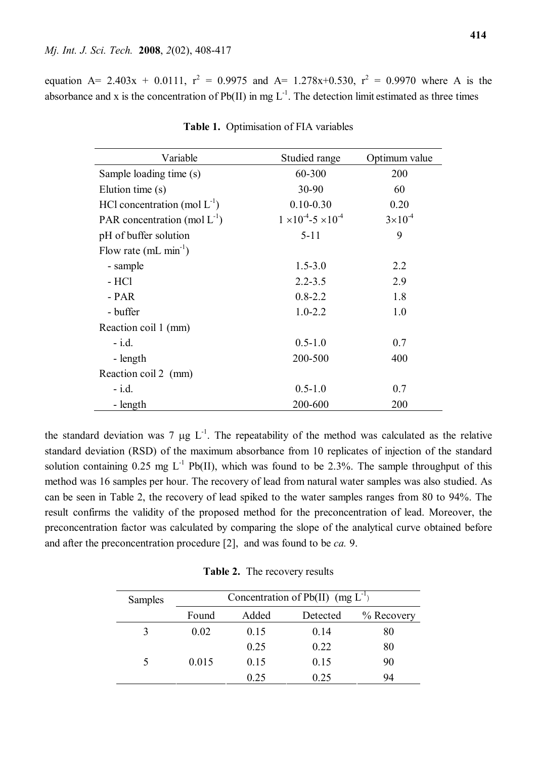equation A= 2.403x + 0.0111, $r^2$ = 0.9975 and A= 1.278x+0.530, $r^2$ = 0.9970 where A is the absorbance and x is the concentration of Pb(II) in mg $L^{-1}$. The detection limit estimated as three times

**Table 1.** Optimisation of FIA variables

| Variable | Studied range | Optimum value |
|---|---|---|
| Sample loading time (s) | 60-300 | 200 |
| Elution time (s) | 30-90 | 60 |
| HCl concentration (mol $L^{-1}$) | 0.10-0.30 | 0.20 |
| PAR concentration (mol $L^{-1}$) | $1 \times 10^{-4}$-$5 \times 10^{-4}$ | $3 \times 10^{-4}$ |
| pH of buffer solution | 5-11 | 9 |
| Flow rate (mL $min^{-1}$) | | |
| - sample | 1.5-3.0 | 2.2 |
| - HCl | 2.2-3.5 | 2.9 |
| - PAR | 0.8-2.2 | 1.8 |
| - buffer | 1.0-2.2 | 1.0 |
| Reaction coil 1 (mm) | | |
| - i.d. | 0.5-1.0 | 0.7 |
| - length | 200-500 | 400 |
| Reaction coil 2 (mm) | | |
| - i.d. | 0.5-1.0 | 0.7 |
| - length | 200-600 | 200 |

the standard deviation was 7 μg $L^{-1}$. The repeatability of the method was calculated as the relative standard deviation (RSD) of the maximum absorbance from 10 replicates of injection of the standard solution containing 0.25 mg $L^{-1}$ Pb(II), which was found to be 2.3%. The sample throughput of this method was 16 samples per hour. The recovery of lead from natural water samples was also studied. As can be seen in Table 2, the recovery of lead spiked to the water samples ranges from 80 to 94%. The result confirms the validity of the proposed method for the preconcentration of lead. Moreover, the preconcentration factor was calculated by comparing the slope of the analytical curve obtained before and after the preconcentration procedure [2], and was found to be *ca.* 9.

**Table 2.** The recovery results

| Samples | Concentration of Pb(II) (mg $L^{-1}$) | | | |
|---|---|---|---|---|
| | Found | Added | Detected | % Recovery |
| 3 | 0.02 | 0.15 | 0.14 | 80 |
| | | 0.25 | 0.22 | 80 |
| 5 | 0.015 | 0.15 | 0.15 | 90 |
| | | 0.25 | 0.25 | 94 |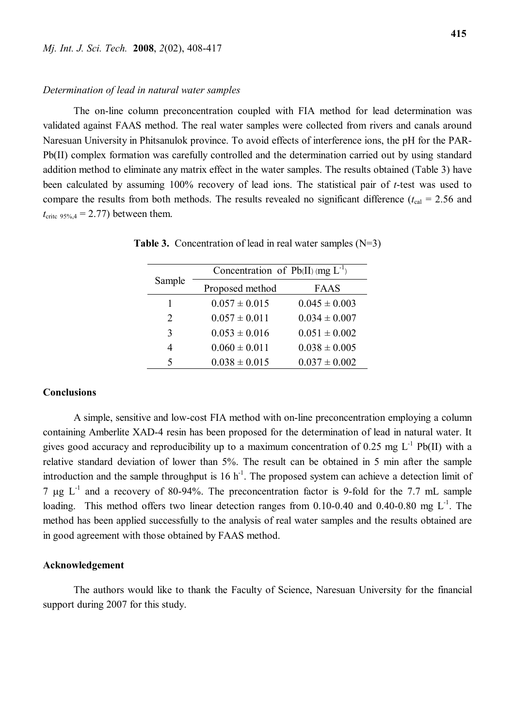*Determination of lead in natural water samples*

The on-line column preconcentration coupled with FIA method for lead determination was validated against FAAS method. The real water samples were collected from rivers and canals around Naresuan University in Phitsanulok province. To avoid effects of interference ions, the pH for the PAR-Pb(II) complex formation was carefully controlled and the determination carried out by using standard addition method to eliminate any matrix effect in the water samples. The results obtained (Table 3) have been calculated by assuming 100% recovery of lead ions. The statistical pair of *t*-test was used to compare the results from both methods. The results revealed no significant difference ($t_{cal}$ = 2.56 and $t_{critc\ 95\%,4}$ = 2.77) between them.

**Table 3.** Concentration of lead in real water samples (N=3)

| Sample | Concentration of Pb(II) (mg $L^{-1}$) | |
|---|---|---|
| | Proposed method | FAAS |
| 1 | 0.057 ± 0.015 | 0.045 ± 0.003 |
| 2 | 0.057 ± 0.011 | 0.034 ± 0.007 |
| 3 | 0.053 ± 0.016 | 0.051 ± 0.002 |
| 4 | 0.060 ± 0.011 | 0.038 ± 0.005 |
| 5 | 0.038 ± 0.015 | 0.037 ± 0.002 |

## Conclusions

A simple, sensitive and low-cost FIA method with on-line preconcentration employing a column containing Amberlite XAD-4 resin has been proposed for the determination of lead in natural water. It gives good accuracy and reproducibility up to a maximum concentration of 0.25 mg $L^{-1}$ Pb(II) with a relative standard deviation of lower than 5%. The result can be obtained in 5 min after the sample introduction and the sample throughput is 16 $h^{-1}$. The proposed system can achieve a detection limit of 7 μg $L^{-1}$ and a recovery of 80-94%. The preconcentration factor is 9-fold for the 7.7 mL sample loading. This method offers two linear detection ranges from 0.10-0.40 and 0.40-0.80 mg $L^{-1}$. The method has been applied successfully to the analysis of real water samples and the results obtained are in good agreement with those obtained by FAAS method.

## Acknowledgement

The authors would like to thank the Faculty of Science, Naresuan University for the financial support during 2007 for this study.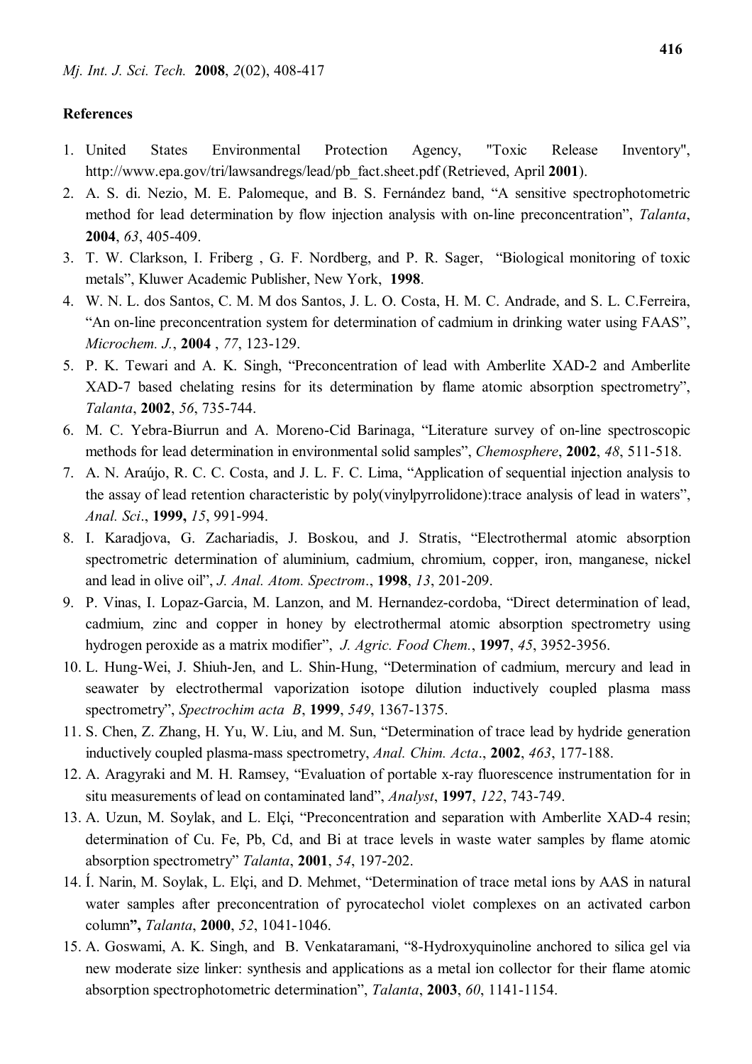## References

1. United States Environmental Protection Agency, "Toxic Release Inventory", http://www.epa.gov/tri/lawsandregs/lead/pb_fact.sheet.pdf (Retrieved, April **2001**).
2. A. S. di. Nezio, M. E. Palomeque, and B. S. Fernández band, "A sensitive spectrophotometric method for lead determination by flow injection analysis with on-line preconcentration", *Talanta*, **2004**, *63*, 405-409.
3. T. W. Clarkson, I. Friberg , G. F. Nordberg, and P. R. Sager, "Biological monitoring of toxic metals", Kluwer Academic Publisher, New York, **1998**.
4. W. N. L. dos Santos, C. M. M dos Santos, J. L. O. Costa, H. M. C. Andrade, and S. L. C.Ferreira, "An on-line preconcentration system for determination of cadmium in drinking water using FAAS", *Microchem. J.*, **2004** , *77*, 123-129.
5. P. K. Tewari and A. K. Singh, "Preconcentration of lead with Amberlite XAD-2 and Amberlite XAD-7 based chelating resins for its determination by flame atomic absorption spectrometry", *Talanta*, **2002**, *56*, 735-744.
6. M. C. Yebra-Biurrun and A. Moreno-Cid Barinaga, "Literature survey of on-line spectroscopic methods for lead determination in environmental solid samples", *Chemosphere*, **2002**, *48*, 511-518.
7. A. N. Araújo, R. C. C. Costa, and J. L. F. C. Lima, "Application of sequential injection analysis to the assay of lead retention characteristic by poly(vinylpyrrolidone):trace analysis of lead in waters", *Anal. Sci*., **1999,** *15*, 991-994.
8. I. Karadjova, G. Zachariadis, J. Boskou, and J. Stratis, "Electrothermal atomic absorption spectrometric determination of aluminium, cadmium, chromium, copper, iron, manganese, nickel and lead in olive oil", *J. Anal. Atom. Spectrom*., **1998**, *13*, 201-209.
9. P. Vinas, I. Lopaz-Garcia, M. Lanzon, and M. Hernandez-cordoba, "Direct determination of lead, cadmium, zinc and copper in honey by electrothermal atomic absorption spectrometry using hydrogen peroxide as a matrix modifier", *J. Agric. Food Chem.*, **1997**, *45*, 3952-3956.
10. L. Hung-Wei, J. Shiuh-Jen, and L. Shin-Hung, "Determination of cadmium, mercury and lead in seawater by electrothermal vaporization isotope dilution inductively coupled plasma mass spectrometry", *Spectrochim acta B*, **1999**, *549*, 1367-1375.
11. S. Chen, Z. Zhang, H. Yu, W. Liu, and M. Sun, "Determination of trace lead by hydride generation inductively coupled plasma-mass spectrometry, *Anal. Chim. Acta*., **2002**, *463*, 177-188.
12. A. Aragyraki and M. H. Ramsey, "Evaluation of portable x-ray fluorescence instrumentation for in situ measurements of lead on contaminated land", *Analyst*, **1997**, *122*, 743-749.
13. A. Uzun, M. Soylak, and L. Elçi, "Preconcentration and separation with Amberlite XAD-4 resin; determination of Cu. Fe, Pb, Cd, and Bi at trace levels in waste water samples by flame atomic absorption spectrometry" *Talanta*, **2001**, *54*, 197-202.
14. Í. Narin, M. Soylak, L. Elçi, and D. Mehmet, "Determination of trace metal ions by AAS in natural water samples after preconcentration of pyrocatechol violet complexes on an activated carbon column**",** *Talanta*, **2000**, *52*, 1041-1046.
15. A. Goswami, A. K. Singh, and B. Venkataramani, "8-Hydroxyquinoline anchored to silica gel via new moderate size linker: synthesis and applications as a metal ion collector for their flame atomic absorption spectrophotometric determination", *Talanta*, **2003**, *60*, 1141-1154.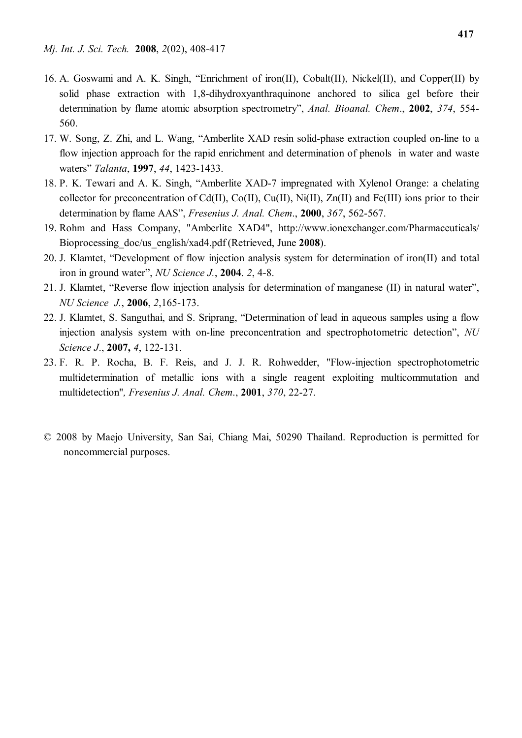16. A. Goswami and A. K. Singh, "Enrichment of iron(II), Cobalt(II), Nickel(II), and Copper(II) by solid phase extraction with 1,8-dihydroxyanthraquinone anchored to silica gel before their determination by flame atomic absorption spectrometry", *Anal. Bioanal. Chem*., **2002**, *374*, 554-560.
17. W. Song, Z. Zhi, and L. Wang, "Amberlite XAD resin solid-phase extraction coupled on-line to a flow injection approach for the rapid enrichment and determination of phenols in water and waste waters" *Talanta*, **1997**, *44*, 1423-1433.
18. P. K. Tewari and A. K. Singh, "Amberlite XAD-7 impregnated with Xylenol Orange: a chelating collector for preconcentration of Cd(II), Co(II), Cu(II), Ni(II), Zn(II) and Fe(III) ions prior to their determination by flame AAS", *Fresenius J. Anal. Chem*., **2000**, *367*, 562-567.
19. Rohm and Hass Company, "Amberlite XAD4", http://www.ionexchanger.com/Pharmaceuticals/Bioprocessing_doc/us_english/xad4.pdf (Retrieved, June **2008**).
20. J. Klamtet, "Development of flow injection analysis system for determination of iron(II) and total iron in ground water", *NU Science J.*, **2004**. *2*, 4-8.
21. J. Klamtet, "Reverse flow injection analysis for determination of manganese (II) in natural water", *NU Science J.*, **2006**, *2*,165-173.
22. J. Klamtet, S. Sanguthai, and S. Sriprang, "Determination of lead in aqueous samples using a flow injection analysis system with on-line preconcentration and spectrophotometric detection", *NU Science J*., **2007,** *4*, 122-131.
23. F. R. P. Rocha, B. F. Reis, and J. J. R. Rohwedder, "Flow-injection spectrophotometric multidetermination of metallic ions with a single reagent exploiting multicommutation and multidetection", *Fresenius J. Anal. Chem*., **2001**, *370*, 22-27.

© 2008 by Maejo University, San Sai, Chiang Mai, 50290 Thailand. Reproduction is permitted for noncommercial purposes.